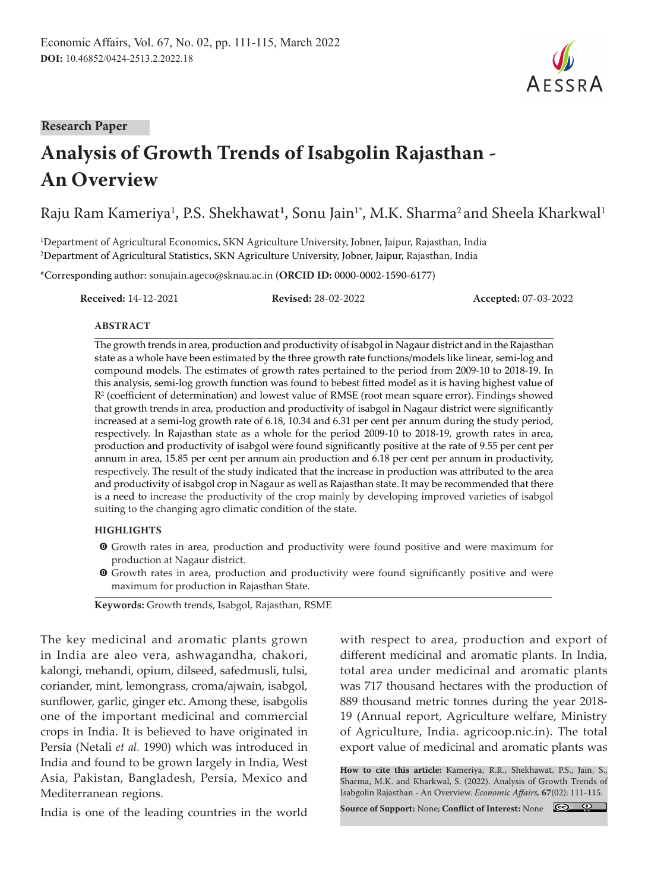Research Paper

# Analysis of Growth Trends of Isabgolin Rajasthan - An Overview

Raju Ram Kameriya[1], P.S. Shekhawat[1], Sonu Jain[1*], M.K. Sharma[2] and Sheela Kharkwal[1]

[1]Department of Agricultural Economics, SKN Agriculture University, Jobner, Jaipur, Rajasthan, India
[2]Department of Agricultural Statistics, SKN Agriculture University, Jobner, Jaipur, Rajasthan, India

*Corresponding author: sonujain.ageco@sknau.ac.in (**ORCID ID:** 0000-0002-1590-6177)

**Received:** 14-12-2021 **Revised:** 28-02-2022 **Accepted:** 07-03-2022

## ABSTRACT

The growth trends in area, production and productivity of isabgol in Nagaur district and in the Rajasthan state as a whole have been estimated by the three growth rate functions/models like linear, semi-log and compound models. The estimates of growth rates pertained to the period from 2009-10 to 2018-19. In this analysis, semi-log growth function was found to bebest fitted model as it is having highest value of $R^2$ (coefficient of determination) and lowest value of RMSE (root mean square error). Findings showed that growth trends in area, production and productivity of isabgol in Nagaur district were significantly increased at a semi-log growth rate of 6.18, 10.34 and 6.31 per cent per annum during the study period, respectively. In Rajasthan state as a whole for the period 2009-10 to 2018-19, growth rates in area, production and productivity of isabgol were found significantly positive at the rate of 9.55 per cent per annum in area, 15.85 per cent per annum ain production and 6.18 per cent per annum in productivity, respectively. The result of the study indicated that the increase in production was attributed to the area and productivity of isabgol crop in Nagaur as well as Rajasthan state. It may be recommended that there is a need to increase the productivity of the crop mainly by developing improved varieties of isabgol suiting to the changing agro climatic condition of the state.

## HIGHLIGHTS

- Growth rates in area, production and productivity were found positive and were maximum for production at Nagaur district.
- Growth rates in area, production and productivity were found significantly positive and were maximum for production in Rajasthan State.

**Keywords:** Growth trends, Isabgol, Rajasthan, RSME

The key medicinal and aromatic plants grown in India are aleo vera, ashwagandha, chakori, kalongi, mehandi, opium, dilseed, safedmusli, tulsi, coriander, mint, lemongrass, croma/ajwain, isabgol, sunflower, garlic, ginger etc. Among these, isabgolis one of the important medicinal and commercial crops in India. It is believed to have originated in Persia (Netali *et al.* 1990) which was introduced in India and found to be grown largely in India, West Asia, Pakistan, Bangladesh, Persia, Mexico and Mediterranean regions.

India is one of the leading countries in the world with respect to area, production and export of different medicinal and aromatic plants. In India, total area under medicinal and aromatic plants was 717 thousand hectares with the production of 889 thousand metric tonnes during the year 2018-19 (Annual report, Agriculture welfare, Ministry of Agriculture, India. agricoop.nic.in). The total export value of medicinal and aromatic plants was

**How to cite this article:** Kameriya, R.R., Shekhawat, P.S., Jain, S., Sharma, M.K. and Kharkwal, S. (2022). Analysis of Growth Trends of Isabgolin Rajasthan - An Overview. *Economic Affairs*, **67**(02): 111-115.

**Source of Support:** None; **Conflict of Interest:** None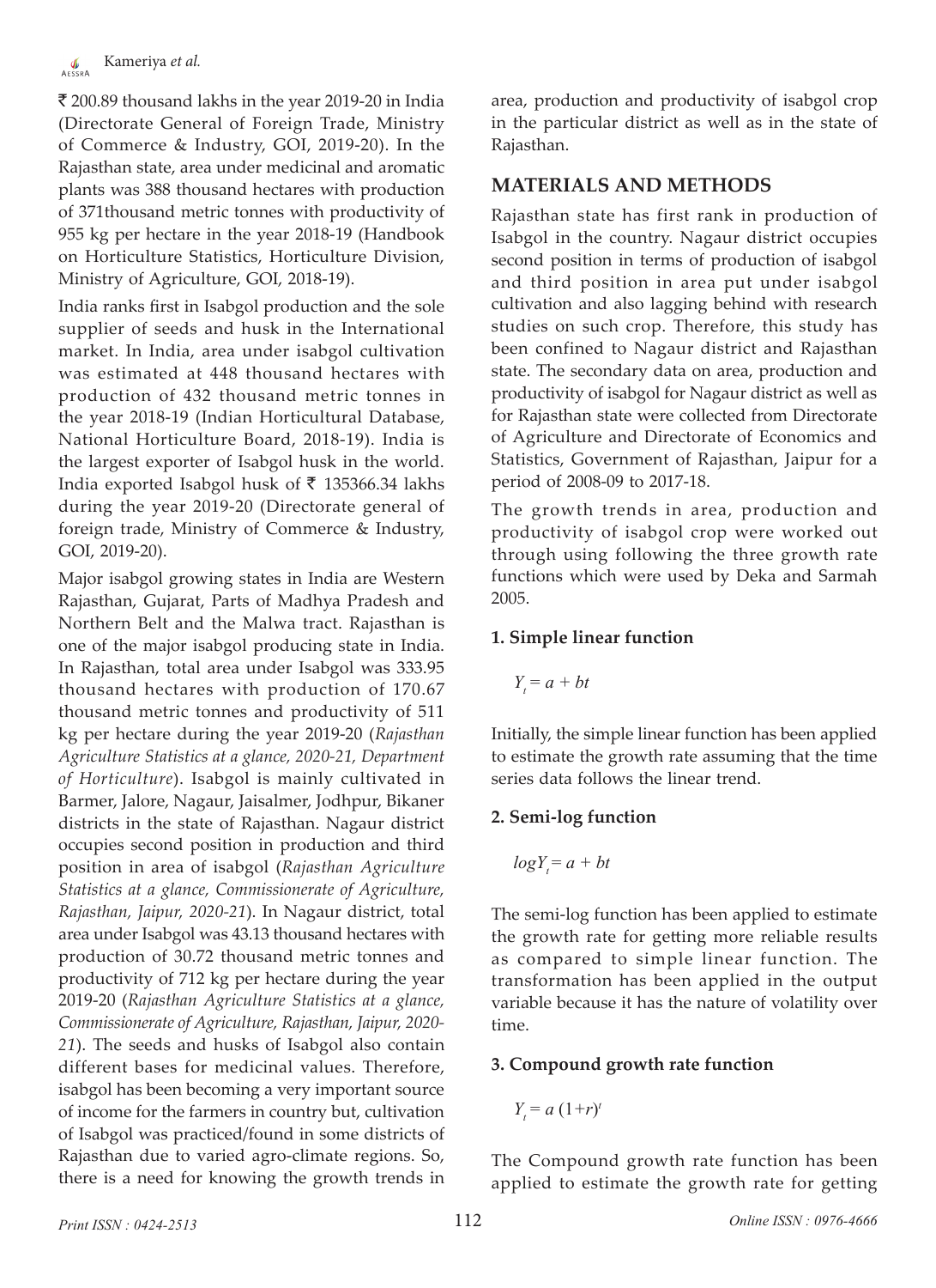₹ 200.89 thousand lakhs in the year 2019-20 in India (Directorate General of Foreign Trade, Ministry of Commerce & Industry, GOI, 2019-20). In the Rajasthan state, area under medicinal and aromatic plants was 388 thousand hectares with production of 371thousand metric tonnes with productivity of 955 kg per hectare in the year 2018-19 (Handbook on Horticulture Statistics, Horticulture Division, Ministry of Agriculture, GOI, 2018-19).

India ranks first in Isabgol production and the sole supplier of seeds and husk in the International market. In India, area under isabgol cultivation was estimated at 448 thousand hectares with production of 432 thousand metric tonnes in the year 2018-19 (Indian Horticultural Database, National Horticulture Board, 2018-19). India is the largest exporter of Isabgol husk in the world. India exported Isabgol husk of ₹ 135366.34 lakhs during the year 2019-20 (Directorate general of foreign trade, Ministry of Commerce & Industry, GOI, 2019-20).

Major isabgol growing states in India are Western Rajasthan, Gujarat, Parts of Madhya Pradesh and Northern Belt and the Malwa tract. Rajasthan is one of the major isabgol producing state in India. In Rajasthan, total area under Isabgol was 333.95 thousand hectares with production of 170.67 thousand metric tonnes and productivity of 511 kg per hectare during the year 2019-20 (*Rajasthan Agriculture Statistics at a glance, 2020-21, Department of Horticulture*). Isabgol is mainly cultivated in Barmer, Jalore, Nagaur, Jaisalmer, Jodhpur, Bikaner districts in the state of Rajasthan. Nagaur district occupies second position in production and third position in area of isabgol (*Rajasthan Agriculture Statistics at a glance, Commissionerate of Agriculture, Rajasthan, Jaipur, 2020-21*). In Nagaur district, total area under Isabgol was 43.13 thousand hectares with production of 30.72 thousand metric tonnes and productivity of 712 kg per hectare during the year 2019-20 (*Rajasthan Agriculture Statistics at a glance, Commissionerate of Agriculture, Rajasthan, Jaipur, 2020-21*). The seeds and husks of Isabgol also contain different bases for medicinal values. Therefore, isabgol has been becoming a very important source of income for the farmers in country but, cultivation of Isabgol was practiced/found in some districts of Rajasthan due to varied agro-climate regions. So, there is a need for knowing the growth trends in area, production and productivity of isabgol crop in the particular district as well as in the state of Rajasthan.

## MATERIALS AND METHODS

Rajasthan state has first rank in production of Isabgol in the country. Nagaur district occupies second position in terms of production of isabgol and third position in area put under isabgol cultivation and also lagging behind with research studies on such crop. Therefore, this study has been confined to Nagaur district and Rajasthan state. The secondary data on area, production and productivity of isabgol for Nagaur district as well as for Rajasthan state were collected from Directorate of Agriculture and Directorate of Economics and Statistics, Government of Rajasthan, Jaipur for a period of 2008-09 to 2017-18.

The growth trends in area, production and productivity of isabgol crop were worked out through using following the three growth rate functions which were used by Deka and Sarmah 2005.

### 1. Simple linear function

$$Y_t = a + bt$$

Initially, the simple linear function has been applied to estimate the growth rate assuming that the time series data follows the linear trend.

### 2. Semi-log function

$$logY_t = a + bt$$

The semi-log function has been applied to estimate the growth rate for getting more reliable results as compared to simple linear function. The transformation has been applied in the output variable because it has the nature of volatility over time.

### 3. Compound growth rate function

$$Y_t = a\,(1+r)^t$$

The Compound growth rate function has been applied to estimate the growth rate for getting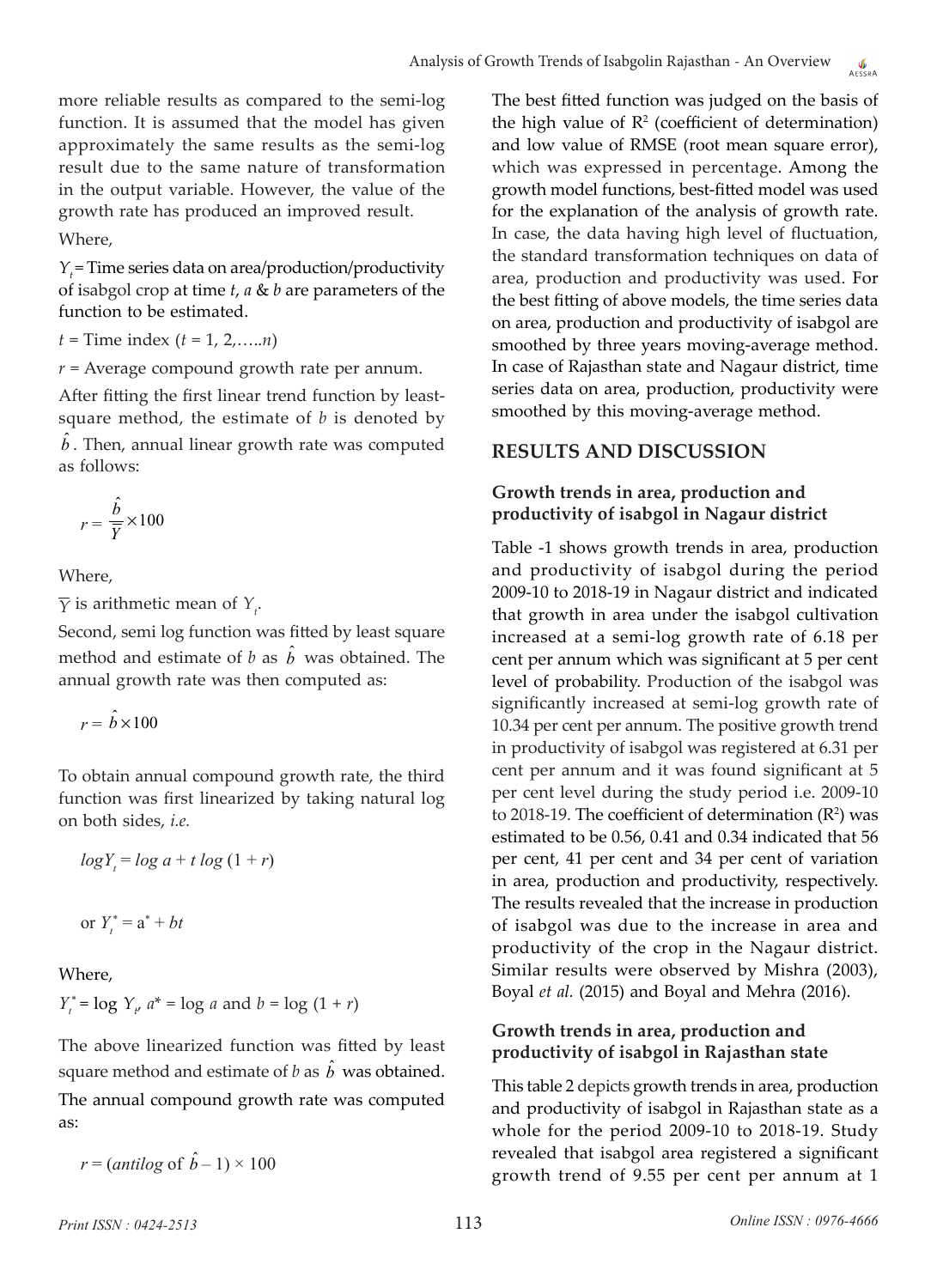more reliable results as compared to the semi-log function. It is assumed that the model has given approximately the same results as the semi-log result due to the same nature of transformation in the output variable. However, the value of the growth rate has produced an improved result.

Where,

$Y_t$ = Time series data on area/production/productivity of isabgol crop at time $t$, $a$ & $b$ are parameters of the function to be estimated.

$t$ = Time index ($t$ = 1, 2,…..$n$)

$r$ = Average compound growth rate per annum.

After fitting the first linear trend function by least-square method, the estimate of $b$ is denoted by $\hat{b}$. Then, annual linear growth rate was computed as follows:

$$r = \frac{\hat{b}}{\overline{Y}} \times 100$$

Where,

$\overline{Y}$ is arithmetic mean of $Y_t$.

Second, semi log function was fitted by least square method and estimate of $b$ as $\hat{b}$ was obtained. The annual growth rate was then computed as:

$$r = \hat{b} \times 100$$

To obtain annual compound growth rate, the third function was first linearized by taking natural log on both sides, *i.e.*

$$\log Y_t = \log a + t \log (1 + r)$$

$$\text{or } Y_t^* = a^* + bt$$

Where,

$Y_t^* = \log Y_t$, $a^* = \log a$ and $b = \log (1 + r)$

The above linearized function was fitted by least square method and estimate of $b$ as $\hat{b}$ was obtained. The annual compound growth rate was computed as:

$$r = (\textit{antilog} \text{ of } \hat{b} - 1) \times 100$$

The best fitted function was judged on the basis of the high value of $R^2$ (coefficient of determination) and low value of RMSE (root mean square error), which was expressed in percentage. Among the growth model functions, best-fitted model was used for the explanation of the analysis of growth rate. In case, the data having high level of fluctuation, the standard transformation techniques on data of area, production and productivity was used. For the best fitting of above models, the time series data on area, production and productivity of isabgol are smoothed by three years moving-average method. In case of Rajasthan state and Nagaur district, time series data on area, production, productivity were smoothed by this moving-average method.

## RESULTS AND DISCUSSION

### Growth trends in area, production and productivity of isabgol in Nagaur district

Table -1 shows growth trends in area, production and productivity of isabgol during the period 2009-10 to 2018-19 in Nagaur district and indicated that growth in area under the isabgol cultivation increased at a semi-log growth rate of 6.18 per cent per annum which was significant at 5 per cent level of probability. Production of the isabgol was significantly increased at semi-log growth rate of 10.34 per cent per annum. The positive growth trend in productivity of isabgol was registered at 6.31 per cent per annum and it was found significant at 5 per cent level during the study period i.e. 2009-10 to 2018-19. The coefficient of determination ($R^2$) was estimated to be 0.56, 0.41 and 0.34 indicated that 56 per cent, 41 per cent and 34 per cent of variation in area, production and productivity, respectively. The results revealed that the increase in production of isabgol was due to the increase in area and productivity of the crop in the Nagaur district. Similar results were observed by Mishra (2003), Boyal *et al.* (2015) and Boyal and Mehra (2016).

### Growth trends in area, production and productivity of isabgol in Rajasthan state

This table 2 depicts growth trends in area, production and productivity of isabgol in Rajasthan state as a whole for the period 2009-10 to 2018-19. Study revealed that isabgol area registered a significant growth trend of 9.55 per cent per annum at 1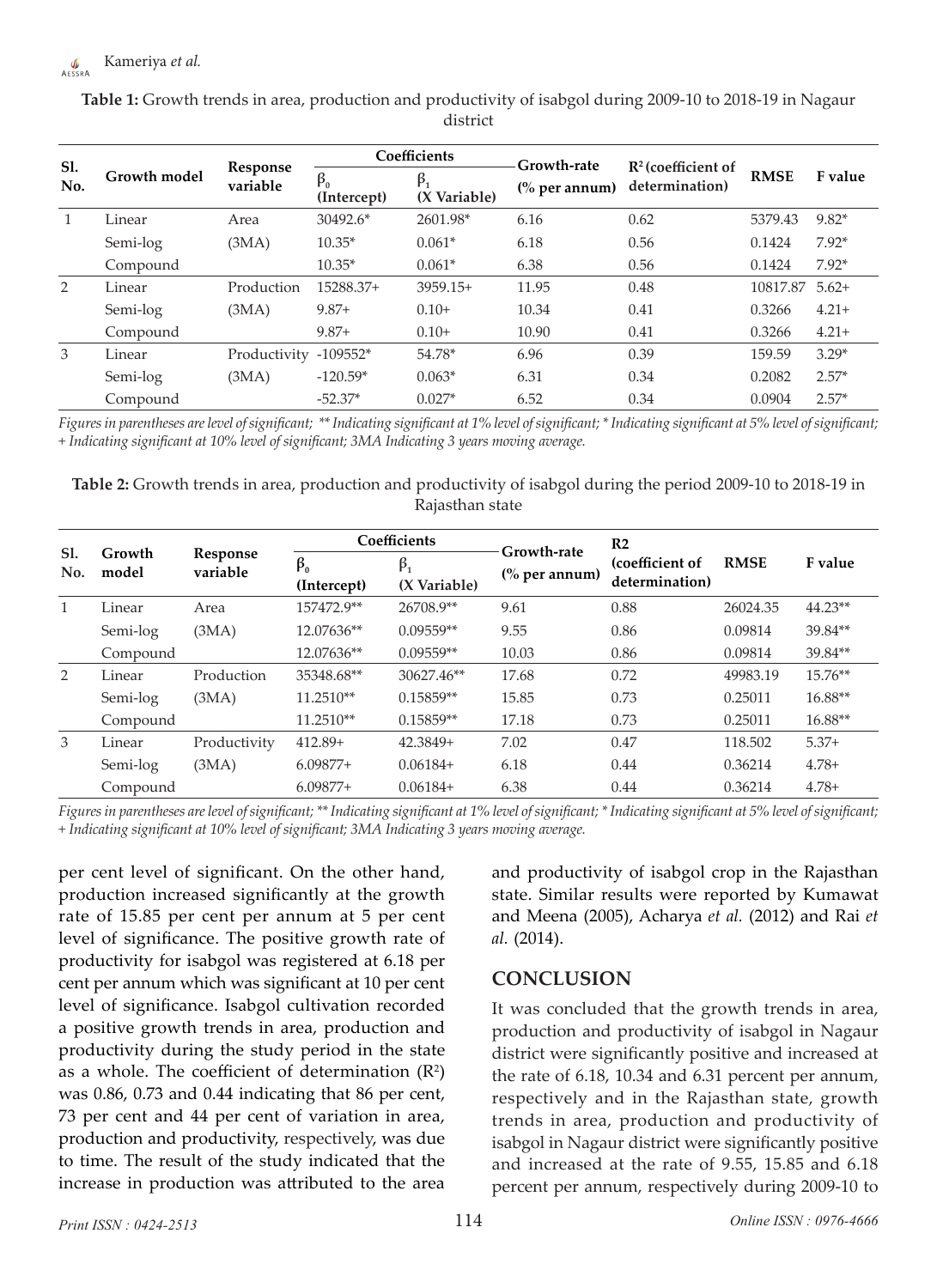**Table 1:** Growth trends in area, production and productivity of isabgol during 2009-10 to 2018-19 in Nagaur district

| Sl. No. | Growth model | Response variable | Coefficients | | Growth-rate (% per annum) | $R^2$ (coefficient of determination) | RMSE | F value |
|---|---|---|---|---|---|---|---|---|
| | | | $\beta_0$ (Intercept) | $\beta_1$ (X Variable) | | | | |
| 1 | Linear | Area | 30492.6* | 2601.98* | 6.16 | 0.62 | 5379.43 | 9.82* |
| | Semi-log | (3MA) | 10.35* | 0.061* | 6.18 | 0.56 | 0.1424 | 7.92* |
| | Compound | | 10.35* | 0.061* | 6.38 | 0.56 | 0.1424 | 7.92* |
| 2 | Linear | Production | 15288.37+ | 3959.15+ | 11.95 | 0.48 | 10817.87 | 5.62+ |
| | Semi-log | (3MA) | 9.87+ | 0.10+ | 10.34 | 0.41 | 0.3266 | 4.21+ |
| | Compound | | 9.87+ | 0.10+ | 10.90 | 0.41 | 0.3266 | 4.21+ |
| 3 | Linear | Productivity | -109552* | 54.78* | 6.96 | 0.39 | 159.59 | 3.29* |
| | Semi-log | (3MA) | -120.59* | 0.063* | 6.31 | 0.34 | 0.2082 | 2.57* |
| | Compound | | -52.37* | 0.027* | 6.52 | 0.34 | 0.0904 | 2.57* |

*Figures in parentheses are level of significant; ** Indicating significant at 1% level of significant; * Indicating significant at 5% level of significant; + Indicating significant at 10% level of significant; 3MA Indicating 3 years moving average.*

**Table 2:** Growth trends in area, production and productivity of isabgol during the period 2009-10 to 2018-19 in Rajasthan state

| Sl. No. | Growth model | Response variable | Coefficients | | Growth-rate (% per annum) | R2 (coefficient of determination) | RMSE | F value |
|---|---|---|---|---|---|---|---|---|
| | | | $\beta_0$ (Intercept) | $\beta_1$ (X Variable) | | | | |
| 1 | Linear | Area | 157472.9** | 26708.9** | 9.61 | 0.88 | 26024.35 | 44.23** |
| | Semi-log | (3MA) | 12.07636** | 0.09559** | 9.55 | 0.86 | 0.09814 | 39.84** |
| | Compound | | 12.07636** | 0.09559** | 10.03 | 0.86 | 0.09814 | 39.84** |
| 2 | Linear | Production | 35348.68** | 30627.46** | 17.68 | 0.72 | 49983.19 | 15.76** |
| | Semi-log | (3MA) | 11.2510** | 0.15859** | 15.85 | 0.73 | 0.25011 | 16.88** |
| | Compound | | 11.2510** | 0.15859** | 17.18 | 0.73 | 0.25011 | 16.88** |
| 3 | Linear | Productivity | 412.89+ | 42.3849+ | 7.02 | 0.47 | 118.502 | 5.37+ |
| | Semi-log | (3MA) | 6.09877+ | 0.06184+ | 6.18 | 0.44 | 0.36214 | 4.78+ |
| | Compound | | 6.09877+ | 0.06184+ | 6.38 | 0.44 | 0.36214 | 4.78+ |

*Figures in parentheses are level of significant; ** Indicating significant at 1% level of significant; * Indicating significant at 5% level of significant; + Indicating significant at 10% level of significant; 3MA Indicating 3 years moving average.*

per cent level of significant. On the other hand, production increased significantly at the growth rate of 15.85 per cent per annum at 5 per cent level of significance. The positive growth rate of productivity for isabgol was registered at 6.18 per cent per annum which was significant at 10 per cent level of significance. Isabgol cultivation recorded a positive growth trends in area, production and productivity during the study period in the state as a whole. The coefficient of determination ($R^2$) was 0.86, 0.73 and 0.44 indicating that 86 per cent, 73 per cent and 44 per cent of variation in area, production and productivity, respectively, was due to time. The result of the study indicated that the increase in production was attributed to the area and productivity of isabgol crop in the Rajasthan state. Similar results were reported by Kumawat and Meena (2005), Acharya *et al.* (2012) and Rai *et al.* (2014).

## CONCLUSION

It was concluded that the growth trends in area, production and productivity of isabgol in Nagaur district were significantly positive and increased at the rate of 6.18, 10.34 and 6.31 percent per annum, respectively and in the Rajasthan state, growth trends in area, production and productivity of isabgol in Nagaur district were significantly positive and increased at the rate of 9.55, 15.85 and 6.18 percent per annum, respectively during 2009-10 to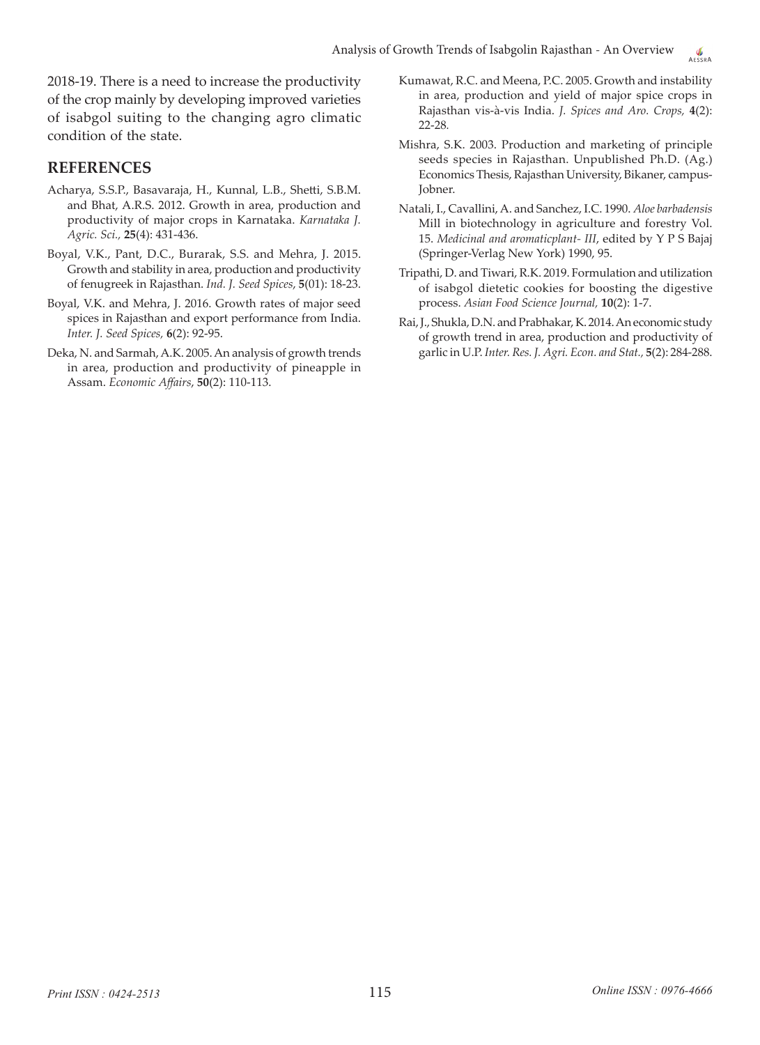2018-19. There is a need to increase the productivity of the crop mainly by developing improved varieties of isabgol suiting to the changing agro climatic condition of the state.

## REFERENCES

Acharya, S.S.P., Basavaraja, H., Kunnal, L.B., Shetti, S.B.M. and Bhat, A.R.S. 2012. Growth in area, production and productivity of major crops in Karnataka. *Karnataka J. Agric. Sci.*, **25**(4): 431-436.

Boyal, V.K., Pant, D.C., Burarak, S.S. and Mehra, J. 2015. Growth and stability in area, production and productivity of fenugreek in Rajasthan. *Ind. J. Seed Spices*, **5**(01): 18-23.

Boyal, V.K. and Mehra, J. 2016. Growth rates of major seed spices in Rajasthan and export performance from India. *Inter. J. Seed Spices,* **6**(2): 92-95.

Deka, N. and Sarmah, A.K. 2005. An analysis of growth trends in area, production and productivity of pineapple in Assam. *Economic Affairs*, **50**(2): 110-113.

Kumawat, R.C. and Meena, P.C. 2005. Growth and instability in area, production and yield of major spice crops in Rajasthan vis-à-vis India. *J. Spices and Aro. Crops,* **4**(2): 22-28.

Mishra, S.K. 2003. Production and marketing of principle seeds species in Rajasthan. Unpublished Ph.D. (Ag.) Economics Thesis, Rajasthan University, Bikaner, campus-Jobner.

Natali, I., Cavallini, A. and Sanchez, I.C. 1990. *Aloe barbadensis* Mill in biotechnology in agriculture and forestry Vol. 15. *Medicinal and aromaticplant- III*, edited by Y P S Bajaj (Springer-Verlag New York) 1990, 95.

Tripathi, D. and Tiwari, R.K. 2019. Formulation and utilization of isabgol dietetic cookies for boosting the digestive process. *Asian Food Science Journal,* **10**(2): 1-7.

Rai, J., Shukla, D.N. and Prabhakar, K. 2014. An economic study of growth trend in area, production and productivity of garlic in U.P. *Inter. Res. J. Agri. Econ. and Stat.*, **5**(2): 284-288.